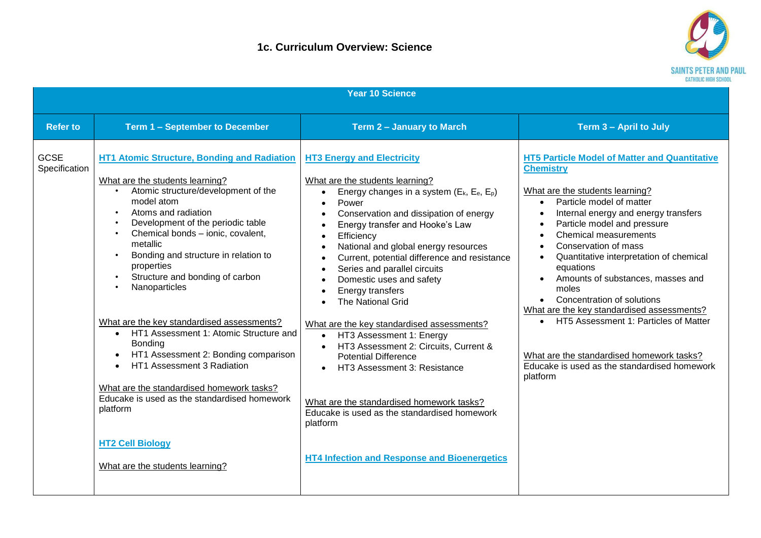# 1c. Curriculum Overview: Science

| Year 10 Science | | | |
|---|---|---|---|
| **Refer to** | **Term 1 – September to December** | **Term 2 – January to March** | **Term 3 – April to July** |
| GCSE Specification | **HT1 Atomic Structure, Bonding and Radiation**<br><br>What are the students learning?<br>• Atomic structure/development of the model atom<br>• Atoms and radiation<br>• Development of the periodic table<br>• Chemical bonds – ionic, covalent, metallic<br>• Bonding and structure in relation to properties<br>• Structure and bonding of carbon<br>• Nanoparticles<br><br>What are the key standardised assessments?<br>• HT1 Assessment 1: Atomic Structure and Bonding<br>• HT1 Assessment 2: Bonding comparison<br>• HT1 Assessment 3 Radiation<br><br>What are the standardised homework tasks?<br>Educake is used as the standardised homework platform<br><br>**HT2 Cell Biology**<br><br>What are the students learning? | **HT3 Energy and Electricity**<br><br>What are the students learning?<br>• Energy changes in a system ($E_k$, $E_e$, $E_p$)<br>• Power<br>• Conservation and dissipation of energy<br>• Energy transfer and Hooke's Law<br>• Efficiency<br>• National and global energy resources<br>• Current, potential difference and resistance<br>• Series and parallel circuits<br>• Domestic uses and safety<br>• Energy transfers<br>• The National Grid<br><br>What are the key standardised assessments?<br>• HT3 Assessment 1: Energy<br>• HT3 Assessment 2: Circuits, Current & Potential Difference<br>• HT3 Assessment 3: Resistance<br><br>What are the standardised homework tasks?<br>Educake is used as the standardised homework platform<br><br>**HT4 Infection and Response and Bioenergetics** | **HT5 Particle Model of Matter and Quantitative Chemistry**<br><br>What are the students learning?<br>• Particle model of matter<br>• Internal energy and energy transfers<br>• Particle model and pressure<br>• Chemical measurements<br>• Conservation of mass<br>• Quantitative interpretation of chemical equations<br>• Amounts of substances, masses and moles<br>• Concentration of solutions<br><br>What are the key standardised assessments?<br>• HT5 Assessment 1: Particles of Matter<br><br>What are the standardised homework tasks?<br>Educake is used as the standardised homework platform |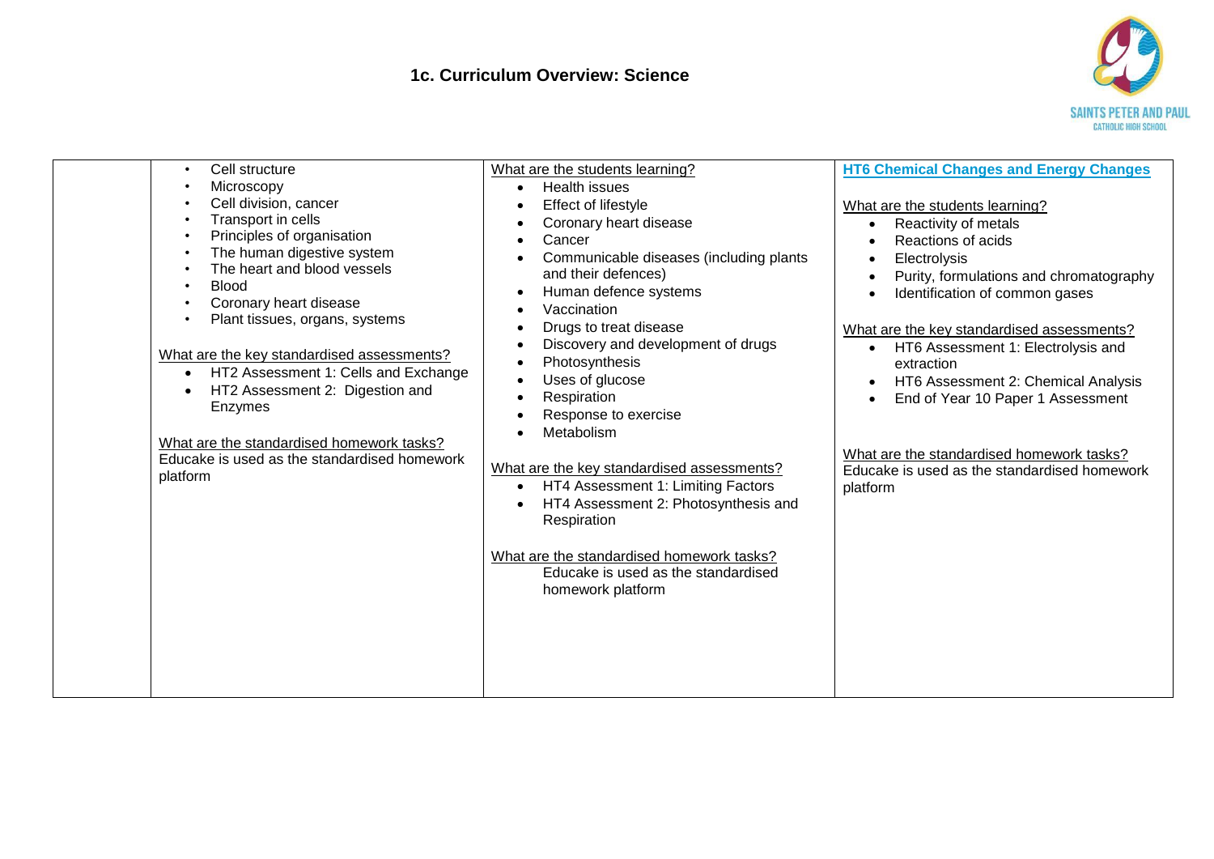# 1c. Curriculum Overview: Science

| | | | |
|---|---|---|---|
| | • Cell structure<br>• Microscopy<br>• Cell division, cancer<br>• Transport in cells<br>• Principles of organisation<br>• The human digestive system<br>• The heart and blood vessels<br>• Blood<br>• Coronary heart disease<br>• Plant tissues, organs, systems<br><br><u>What are the key standardised assessments?</u><br>• HT2 Assessment 1: Cells and Exchange<br>• HT2 Assessment 2: Digestion and Enzymes<br><br><u>What are the standardised homework tasks?</u><br>Educake is used as the standardised homework platform | <u>What are the students learning?</u><br>• Health issues<br>• Effect of lifestyle<br>• Coronary heart disease<br>• Cancer<br>• Communicable diseases (including plants and their defences)<br>• Human defence systems<br>• Vaccination<br>• Drugs to treat disease<br>• Discovery and development of drugs<br>• Photosynthesis<br>• Uses of glucose<br>• Respiration<br>• Response to exercise<br>• Metabolism<br><br><u>What are the key standardised assessments?</u><br>• HT4 Assessment 1: Limiting Factors<br>• HT4 Assessment 2: Photosynthesis and Respiration<br><br><u>What are the standardised homework tasks?</u><br>Educake is used as the standardised homework platform | **<u>HT6 Chemical Changes and Energy Changes</u>**<br><br><u>What are the students learning?</u><br>• Reactivity of metals<br>• Reactions of acids<br>• Electrolysis<br>• Purity, formulations and chromatography<br>• Identification of common gases<br><br><u>What are the key standardised assessments?</u><br>• HT6 Assessment 1: Electrolysis and extraction<br>• HT6 Assessment 2: Chemical Analysis<br>• End of Year 10 Paper 1 Assessment<br><br><u>What are the standardised homework tasks?</u><br>Educake is used as the standardised homework platform |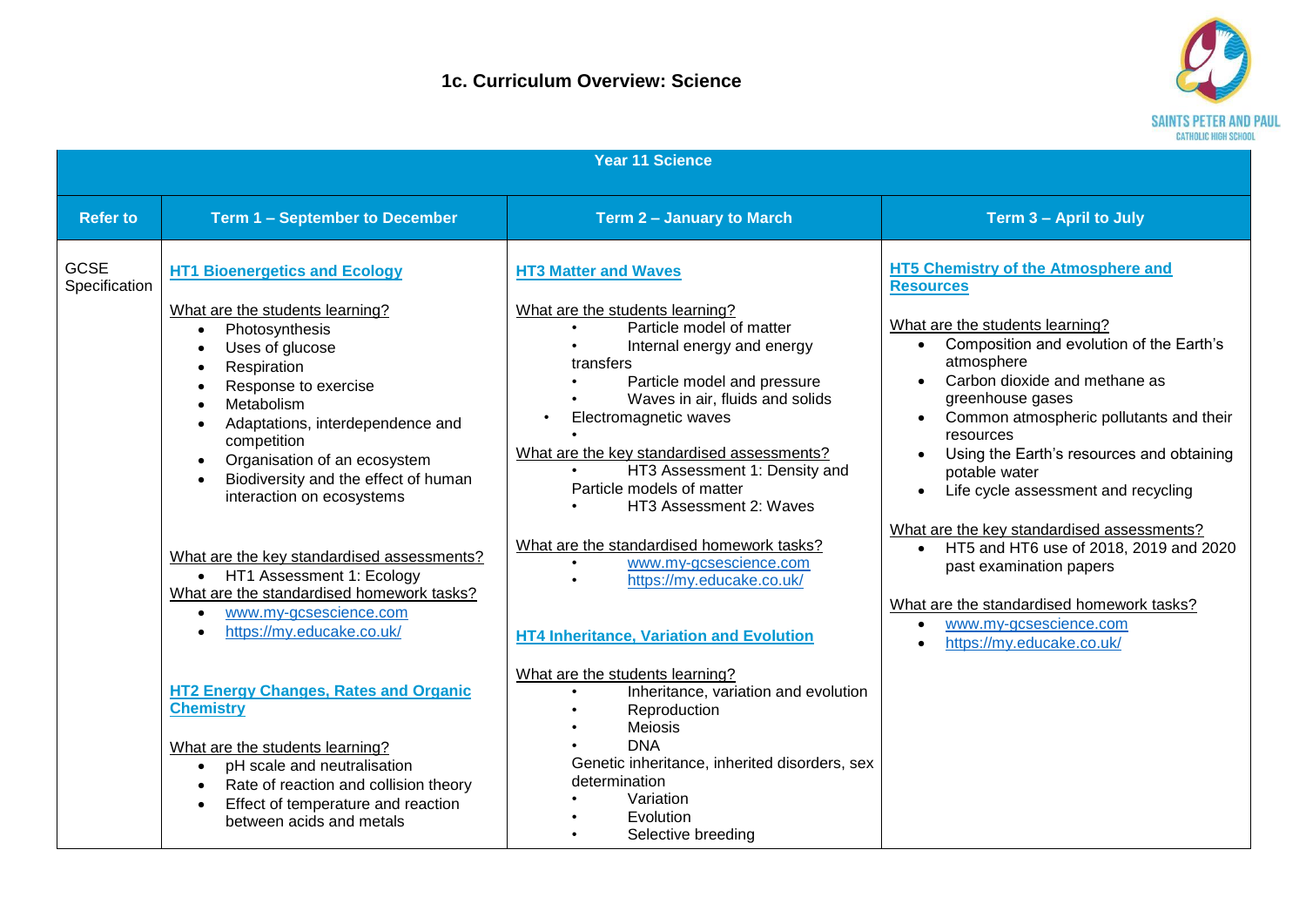# 1c. Curriculum Overview: Science

| Year 11 Science | | | |
|---|---|---|---|
| **Refer to** | **Term 1 – September to December** | **Term 2 – January to March** | **Term 3 – April to July** |
| GCSE Specification | **HT1 Bioenergetics and Ecology**<br><br>What are the students learning?<br>• Photosynthesis<br>• Uses of glucose<br>• Respiration<br>• Response to exercise<br>• Metabolism<br>• Adaptations, interdependence and competition<br>• Organisation of an ecosystem<br>• Biodiversity and the effect of human interaction on ecosystems<br><br>What are the key standardised assessments?<br>• HT1 Assessment 1: Ecology<br><br>What are the standardised homework tasks?<br>• www.my-gcsescience.com<br>• https://my.educake.co.uk/<br><br>**HT2 Energy Changes, Rates and Organic Chemistry**<br><br>What are the students learning?<br>• pH scale and neutralisation<br>• Rate of reaction and collision theory<br>• Effect of temperature and reaction between acids and metals | **HT3 Matter and Waves**<br><br>What are the students learning?<br>• Particle model of matter<br>• Internal energy and energy transfers<br>• Particle model and pressure<br>• Waves in air, fluids and solids<br>• Electromagnetic waves<br>•<br><br>What are the key standardised assessments?<br>• HT3 Assessment 1: Density and Particle models of matter<br>• HT3 Assessment 2: Waves<br><br>What are the standardised homework tasks?<br>• www.my-gcsescience.com<br>• https://my.educake.co.uk/<br><br>**HT4 Inheritance, Variation and Evolution**<br><br>What are the students learning?<br>• Inheritance, variation and evolution<br>• Reproduction<br>• Meiosis<br>• DNA<br>Genetic inheritance, inherited disorders, sex determination<br>• Variation<br>• Evolution<br>• Selective breeding | **HT5 Chemistry of the Atmosphere and Resources**<br><br>What are the students learning?<br>• Composition and evolution of the Earth's atmosphere<br>• Carbon dioxide and methane as greenhouse gases<br>• Common atmospheric pollutants and their resources<br>• Using the Earth's resources and obtaining potable water<br>• Life cycle assessment and recycling<br><br>What are the key standardised assessments?<br>• HT5 and HT6 use of 2018, 2019 and 2020 past examination papers<br><br>What are the standardised homework tasks?<br>• www.my-gcsescience.com<br>• https://my.educake.co.uk/ |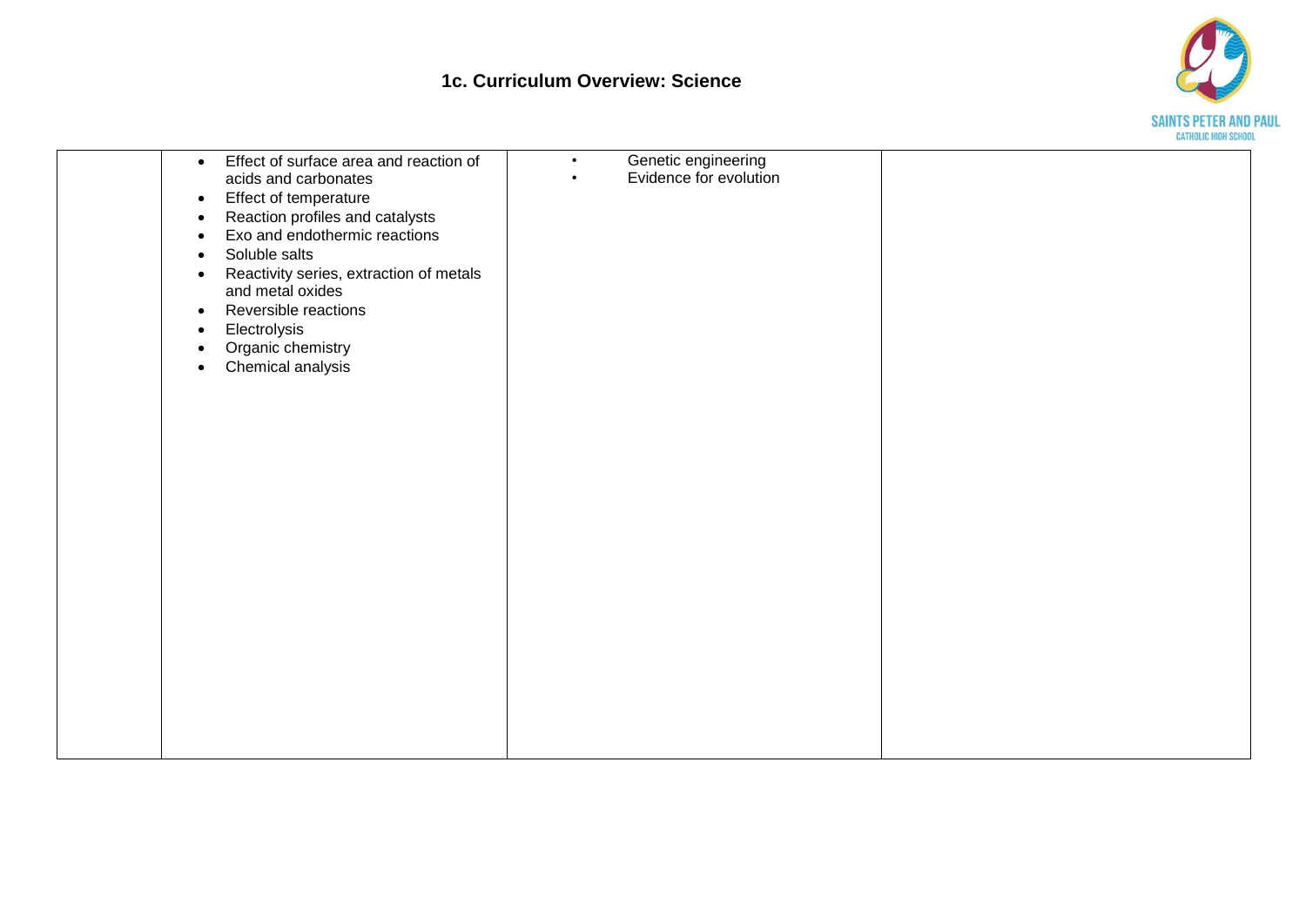# 1c. Curriculum Overview: Science

| | | | |
|---|---|---|---|
| | • Effect of surface area and reaction of acids and carbonates<br>• Effect of temperature<br>• Reaction profiles and catalysts<br>• Exo and endothermic reactions<br>• Soluble salts<br>• Reactivity series, extraction of metals and metal oxides<br>• Reversible reactions<br>• Electrolysis<br>• Organic chemistry<br>• Chemical analysis | • Genetic engineering<br>• Evidence for evolution | |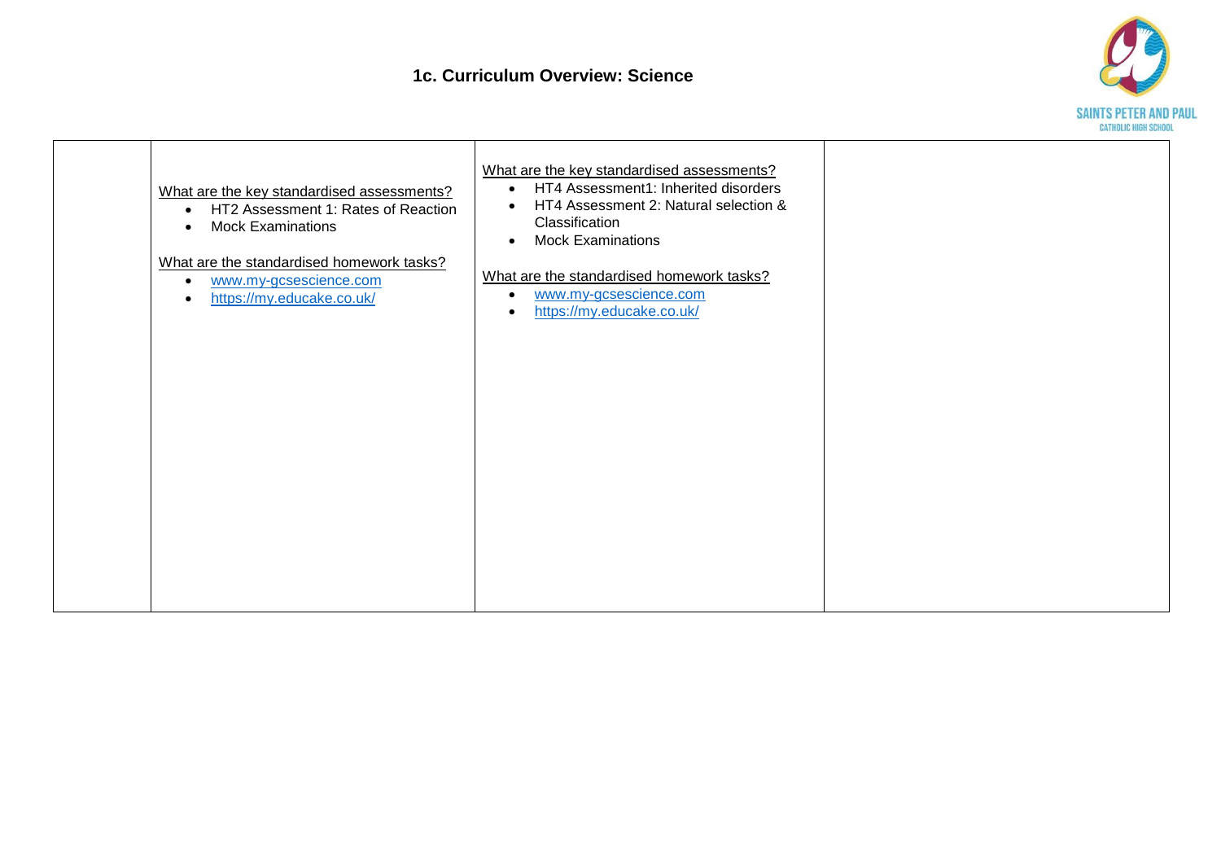### 1c. Curriculum Overview: Science

| | | | |
|---|---|---|---|
| | <u>What are the key standardised assessments?</u><br>• HT2 Assessment 1: Rates of Reaction<br>• Mock Examinations<br><br><u>What are the standardised homework tasks?</u><br>• www.my-gcsescience.com<br>• https://my.educake.co.uk/ | <u>What are the key standardised assessments?</u><br>• HT4 Assessment1: Inherited disorders<br>• HT4 Assessment 2: Natural selection & Classification<br>• Mock Examinations<br><br><u>What are the standardised homework tasks?</u><br>• www.my-gcsescience.com<br>• https://my.educake.co.uk/ | |